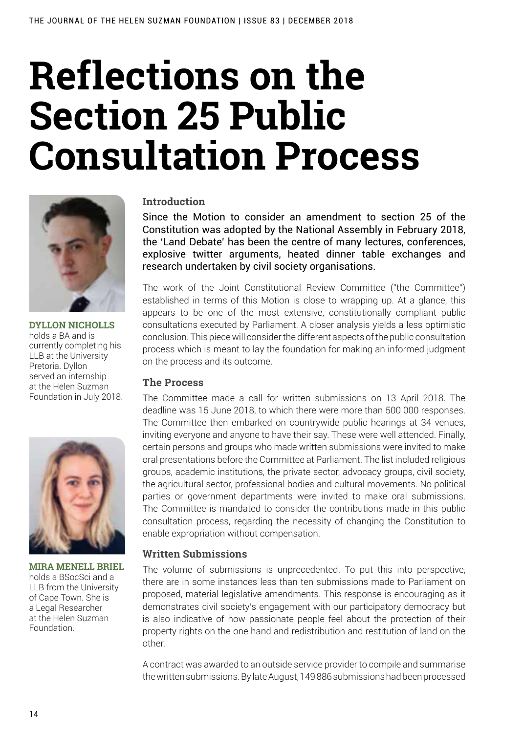# Reflections on the Section 25 Public Consultation Process

**DYLLON NICHOLLS** holds a BA and is currently completing his LLB at the University Pretoria. Dyllon served an internship at the Helen Suzman Foundation in July 2018.

**MIRA MENELL BRIEL** holds a BSocSci and a LLB from the University of Cape Town. She is a Legal Researcher at the Helen Suzman Foundation.

### Introduction

Since the Motion to consider an amendment to section 25 of the Constitution was adopted by the National Assembly in February 2018, the 'Land Debate' has been the centre of many lectures, conferences, explosive twitter arguments, heated dinner table exchanges and research undertaken by civil society organisations.

The work of the Joint Constitutional Review Committee ("the Committee") established in terms of this Motion is close to wrapping up. At a glance, this appears to be one of the most extensive, constitutionally compliant public consultations executed by Parliament. A closer analysis yields a less optimistic conclusion. This piece will consider the different aspects of the public consultation process which is meant to lay the foundation for making an informed judgment on the process and its outcome.

### The Process

The Committee made a call for written submissions on 13 April 2018. The deadline was 15 June 2018, to which there were more than 500 000 responses. The Committee then embarked on countrywide public hearings at 34 venues, inviting everyone and anyone to have their say. These were well attended. Finally, certain persons and groups who made written submissions were invited to make oral presentations before the Committee at Parliament. The list included religious groups, academic institutions, the private sector, advocacy groups, civil society, the agricultural sector, professional bodies and cultural movements. No political parties or government departments were invited to make oral submissions. The Committee is mandated to consider the contributions made in this public consultation process, regarding the necessity of changing the Constitution to enable expropriation without compensation.

### Written Submissions

The volume of submissions is unprecedented. To put this into perspective, there are in some instances less than ten submissions made to Parliament on proposed, material legislative amendments. This response is encouraging as it demonstrates civil society's engagement with our participatory democracy but is also indicative of how passionate people feel about the protection of their property rights on the one hand and redistribution and restitution of land on the other.

A contract was awarded to an outside service provider to compile and summarise the written submissions. By late August, 149 886 submissions had been processed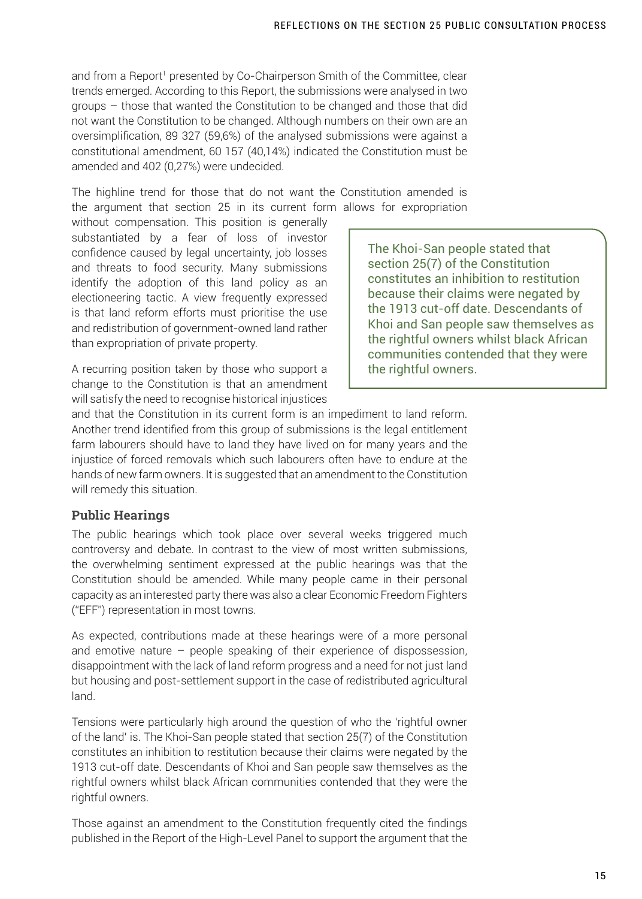and from a Report[1] presented by Co-Chairperson Smith of the Committee, clear trends emerged. According to this Report, the submissions were analysed in two groups – those that wanted the Constitution to be changed and those that did not want the Constitution to be changed. Although numbers on their own are an oversimplification, 89 327 (59,6%) of the analysed submissions were against a constitutional amendment, 60 157 (40,14%) indicated the Constitution must be amended and 402 (0,27%) were undecided.

The highline trend for those that do not want the Constitution amended is the argument that section 25 in its current form allows for expropriation without compensation. This position is generally substantiated by a fear of loss of investor confidence caused by legal uncertainty, job losses and threats to food security. Many submissions identify the adoption of this land policy as an electioneering tactic. A view frequently expressed is that land reform efforts must prioritise the use and redistribution of government-owned land rather than expropriation of private property.

> The Khoi-San people stated that section 25(7) of the Constitution constitutes an inhibition to restitution because their claims were negated by the 1913 cut-off date. Descendants of Khoi and San people saw themselves as the rightful owners whilst black African communities contended that they were the rightful owners.

A recurring position taken by those who support a change to the Constitution is that an amendment will satisfy the need to recognise historical injustices and that the Constitution in its current form is an impediment to land reform. Another trend identified from this group of submissions is the legal entitlement farm labourers should have to land they have lived on for many years and the injustice of forced removals which such labourers often have to endure at the hands of new farm owners. It is suggested that an amendment to the Constitution will remedy this situation.

### Public Hearings

The public hearings which took place over several weeks triggered much controversy and debate. In contrast to the view of most written submissions, the overwhelming sentiment expressed at the public hearings was that the Constitution should be amended. While many people came in their personal capacity as an interested party there was also a clear Economic Freedom Fighters ("EFF") representation in most towns.

As expected, contributions made at these hearings were of a more personal and emotive nature – people speaking of their experience of dispossession, disappointment with the lack of land reform progress and a need for not just land but housing and post-settlement support in the case of redistributed agricultural land.

Tensions were particularly high around the question of who the 'rightful owner of the land' is. The Khoi-San people stated that section 25(7) of the Constitution constitutes an inhibition to restitution because their claims were negated by the 1913 cut-off date. Descendants of Khoi and San people saw themselves as the rightful owners whilst black African communities contended that they were the rightful owners.

Those against an amendment to the Constitution frequently cited the findings published in the Report of the High-Level Panel to support the argument that the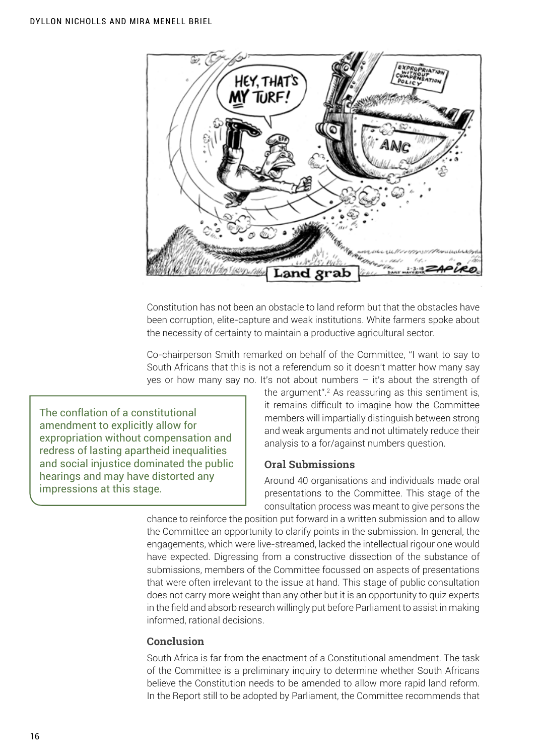Constitution has not been an obstacle to land reform but that the obstacles have been corruption, elite-capture and weak institutions. White farmers spoke about the necessity of certainty to maintain a productive agricultural sector.

Co-chairperson Smith remarked on behalf of the Committee, "I want to say to South Africans that this is not a referendum so it doesn't matter how many say yes or how many say no. It's not about numbers – it's about the strength of the argument".[2] As reassuring as this sentiment is, it remains difficult to imagine how the Committee members will impartially distinguish between strong and weak arguments and not ultimately reduce their analysis to a for/against numbers question.

> The conflation of a constitutional amendment to explicitly allow for expropriation without compensation and redress of lasting apartheid inequalities and social injustice dominated the public hearings and may have distorted any impressions at this stage.

### Oral Submissions

Around 40 organisations and individuals made oral presentations to the Committee. This stage of the consultation process was meant to give persons the chance to reinforce the position put forward in a written submission and to allow the Committee an opportunity to clarify points in the submission. In general, the engagements, which were live-streamed, lacked the intellectual rigour one would have expected. Digressing from a constructive dissection of the substance of submissions, members of the Committee focussed on aspects of presentations that were often irrelevant to the issue at hand. This stage of public consultation does not carry more weight than any other but it is an opportunity to quiz experts in the field and absorb research willingly put before Parliament to assist in making informed, rational decisions.

### Conclusion

South Africa is far from the enactment of a Constitutional amendment. The task of the Committee is a preliminary inquiry to determine whether South Africans believe the Constitution needs to be amended to allow more rapid land reform. In the Report still to be adopted by Parliament, the Committee recommends that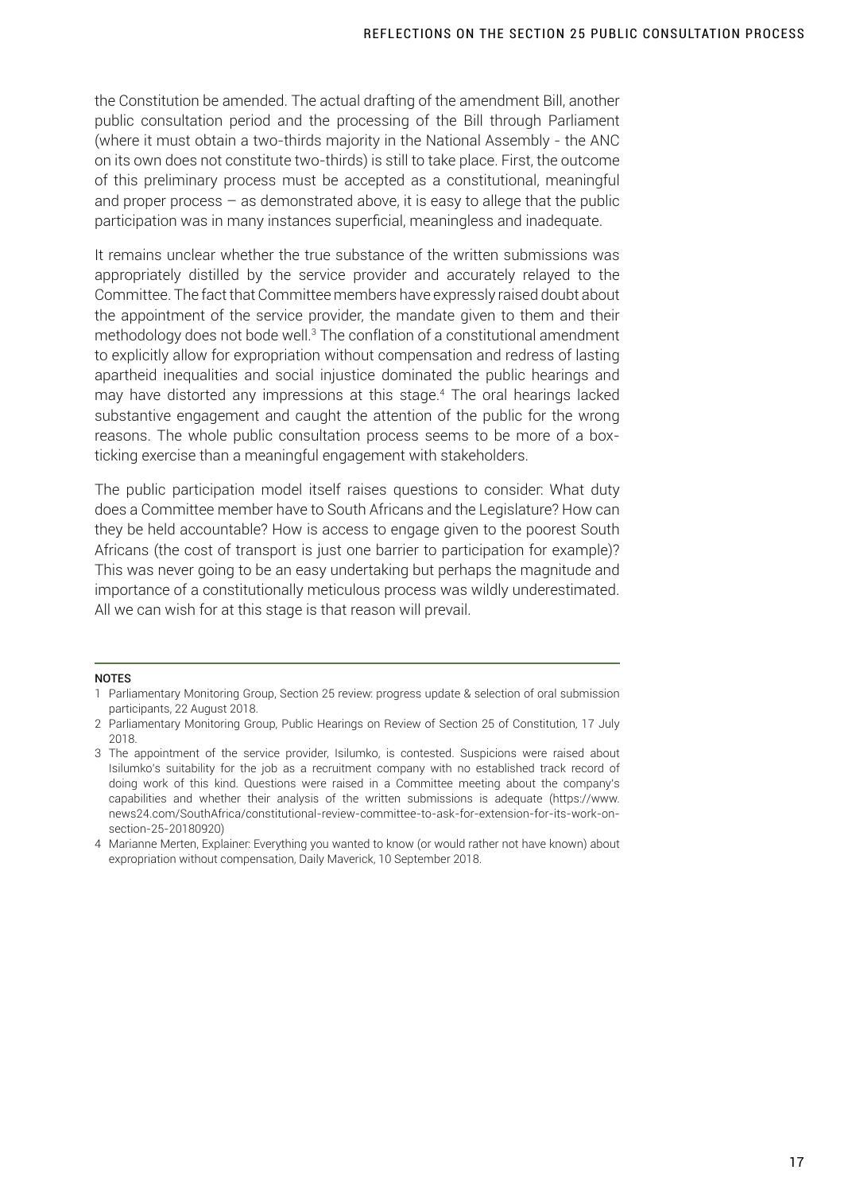the Constitution be amended. The actual drafting of the amendment Bill, another public consultation period and the processing of the Bill through Parliament (where it must obtain a two-thirds majority in the National Assembly - the ANC on its own does not constitute two-thirds) is still to take place. First, the outcome of this preliminary process must be accepted as a constitutional, meaningful and proper process – as demonstrated above, it is easy to allege that the public participation was in many instances superficial, meaningless and inadequate.

It remains unclear whether the true substance of the written submissions was appropriately distilled by the service provider and accurately relayed to the Committee. The fact that Committee members have expressly raised doubt about the appointment of the service provider, the mandate given to them and their methodology does not bode well.[3] The conflation of a constitutional amendment to explicitly allow for expropriation without compensation and redress of lasting apartheid inequalities and social injustice dominated the public hearings and may have distorted any impressions at this stage.[4] The oral hearings lacked substantive engagement and caught the attention of the public for the wrong reasons. The whole public consultation process seems to be more of a box-ticking exercise than a meaningful engagement with stakeholders.

The public participation model itself raises questions to consider: What duty does a Committee member have to South Africans and the Legislature? How can they be held accountable? How is access to engage given to the poorest South Africans (the cost of transport is just one barrier to participation for example)? This was never going to be an easy undertaking but perhaps the magnitude and importance of a constitutionally meticulous process was wildly underestimated. All we can wish for at this stage is that reason will prevail.

**NOTES**

1 Parliamentary Monitoring Group, Section 25 review: progress update & selection of oral submission participants, 22 August 2018.

2 Parliamentary Monitoring Group, Public Hearings on Review of Section 25 of Constitution, 17 July 2018.

3 The appointment of the service provider, Isilumko, is contested. Suspicions were raised about Isilumko's suitability for the job as a recruitment company with no established track record of doing work of this kind. Questions were raised in a Committee meeting about the company's capabilities and whether their analysis of the written submissions is adequate (https://www.news24.com/SouthAfrica/constitutional-review-committee-to-ask-for-extension-for-its-work-on-section-25-20180920)

4 Marianne Merten, Explainer: Everything you wanted to know (or would rather not have known) about expropriation without compensation, Daily Maverick, 10 September 2018.